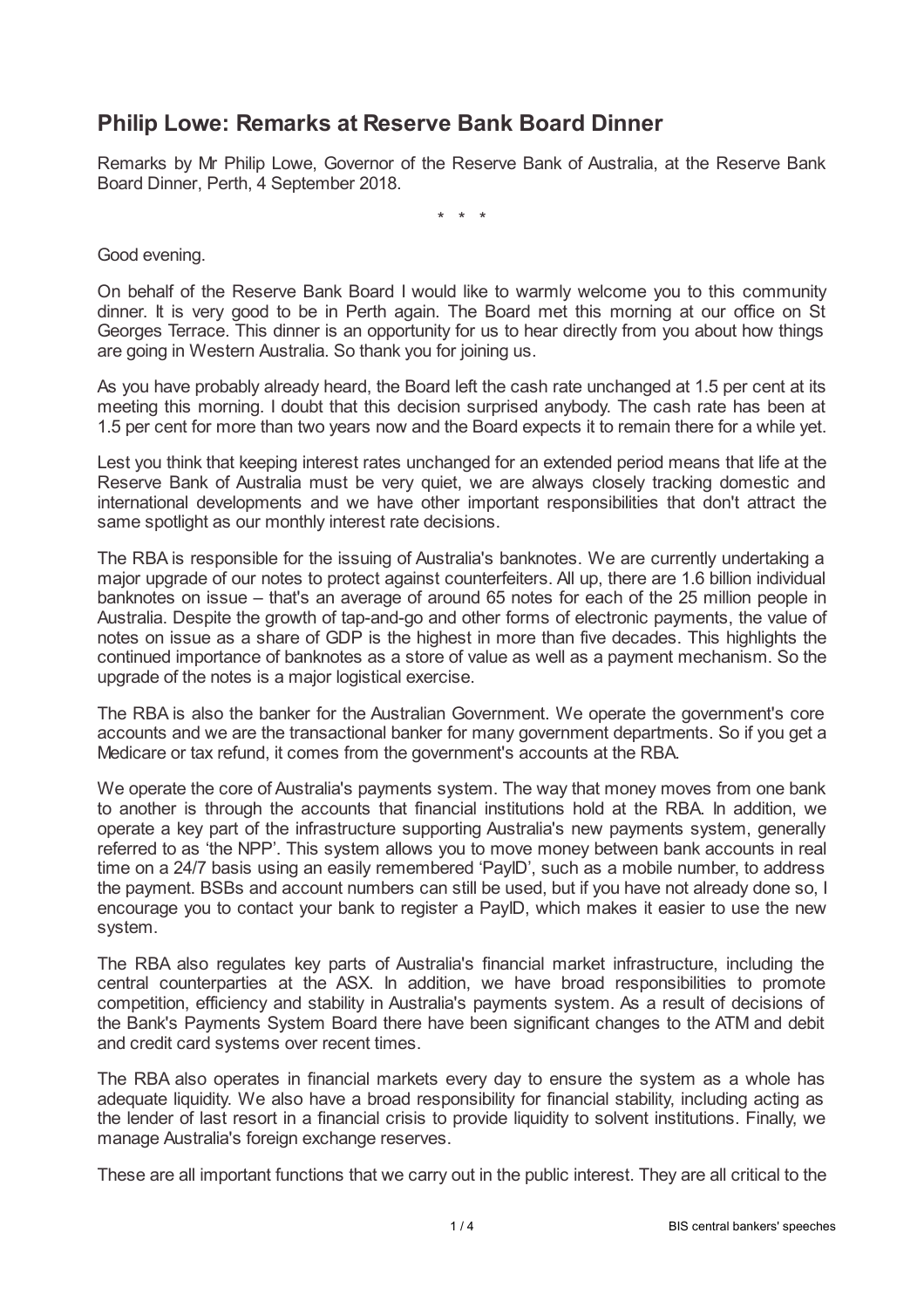## Philip Lowe: Remarks at Reserve Bank Board Dinner

Remarks by Mr Philip Lowe, Governor of the Reserve Bank of Australia, at the Reserve Bank Board Dinner, Perth, 4 September 2018.

\* \* \*

Good evening.

On behalf of the Reserve Bank Board I would like to warmly welcome you to this community dinner. It is very good to be in Perth again. The Board met this morning at our office on St Georges Terrace. This dinner is an opportunity for us to hear directly from you about how things are going in Western Australia. So thank you for joining us.

As you have probably already heard, the Board left the cash rate unchanged at 1.5 per cent at its meeting this morning. I doubt that this decision surprised anybody. The cash rate has been at 1.5 per cent for more than two years now and the Board expects it to remain there for a while yet.

Lest you think that keeping interest rates unchanged for an extended period means that life at the Reserve Bank of Australia must be very quiet, we are always closely tracking domestic and international developments and we have other important responsibilities that don't attract the same spotlight as our monthly interest rate decisions.

The RBA is responsible for the issuing of Australia's banknotes. We are currently undertaking a major upgrade of our notes to protect against counterfeiters. All up, there are 1.6 billion individual banknotes on issue – that's an average of around 65 notes for each of the 25 million people in Australia. Despite the growth of tap-and-go and other forms of electronic payments, the value of notes on issue as a share of GDP is the highest in more than five decades. This highlights the continued importance of banknotes as a store of value as well as a payment mechanism. So the upgrade of the notes is a major logistical exercise.

The RBA is also the banker for the Australian Government. We operate the government's core accounts and we are the transactional banker for many government departments. So if you get a Medicare or tax refund, it comes from the government's accounts at the RBA.

We operate the core of Australia's payments system. The way that money moves from one bank to another is through the accounts that financial institutions hold at the RBA. In addition, we operate a key part of the infrastructure supporting Australia's new payments system, generally referred to as 'the NPP'. This system allows you to move money between bank accounts in real time on a 24/7 basis using an easily remembered 'PayID', such as a mobile number, to address the payment. BSBs and account numbers can still be used, but if you have not already done so, I encourage you to contact your bank to register a PayID, which makes it easier to use the new system.

The RBA also regulates key parts of Australia's financial market infrastructure, including the central counterparties at the ASX. In addition, we have broad responsibilities to promote competition, efficiency and stability in Australia's payments system. As a result of decisions of the Bank's Payments System Board there have been significant changes to the ATM and debit and credit card systems over recent times.

The RBA also operates in financial markets every day to ensure the system as a whole has adequate liquidity. We also have a broad responsibility for financial stability, including acting as the lender of last resort in a financial crisis to provide liquidity to solvent institutions. Finally, we manage Australia's foreign exchange reserves.

These are all important functions that we carry out in the public interest. They are all critical to the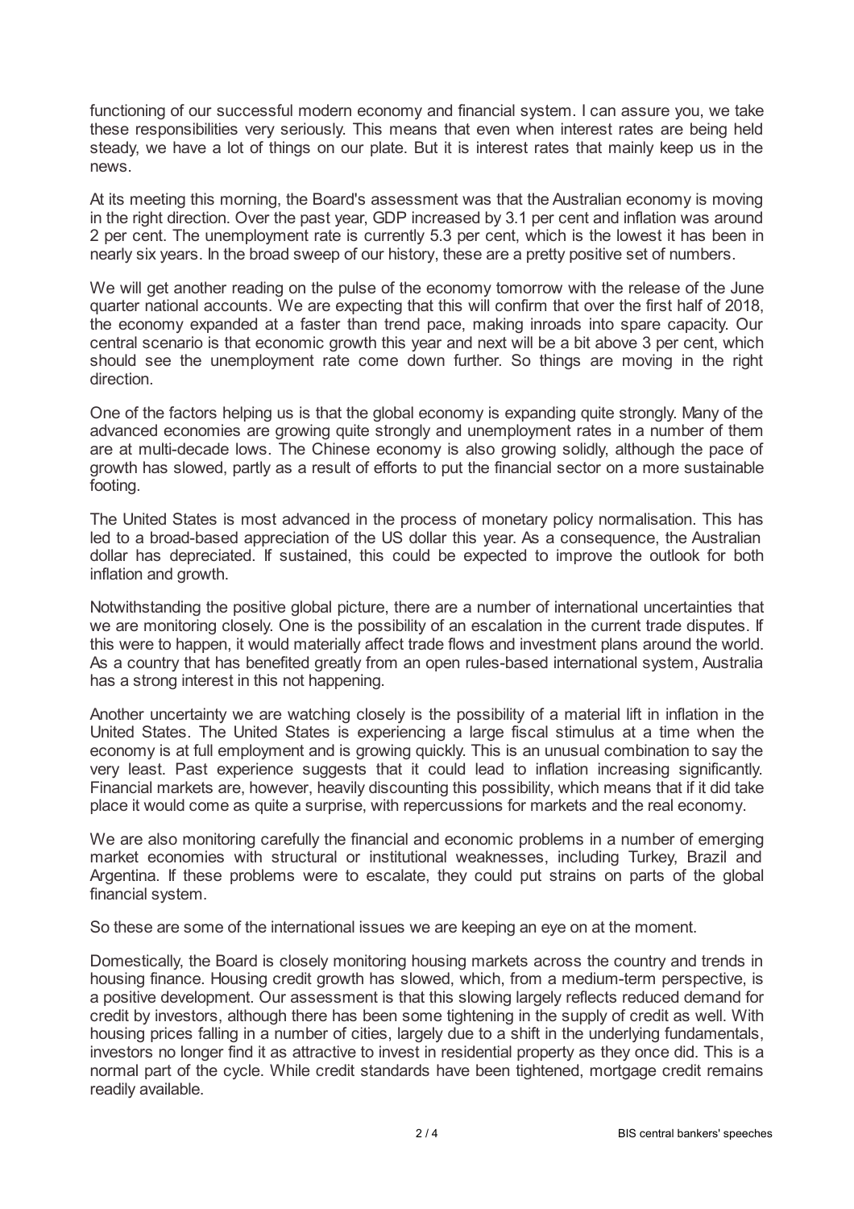functioning of our successful modern economy and financial system. I can assure you, we take these responsibilities very seriously. This means that even when interest rates are being held steady, we have a lot of things on our plate. But it is interest rates that mainly keep us in the news.

At its meeting this morning, the Board's assessment was that the Australian economy is moving in the right direction. Over the past year, GDP increased by 3.1 per cent and inflation was around 2 per cent. The unemployment rate is currently 5.3 per cent, which is the lowest it has been in nearly six years. In the broad sweep of our history, these are a pretty positive set of numbers.

We will get another reading on the pulse of the economy tomorrow with the release of the June quarter national accounts. We are expecting that this will confirm that over the first half of 2018, the economy expanded at a faster than trend pace, making inroads into spare capacity. Our central scenario is that economic growth this year and next will be a bit above 3 per cent, which should see the unemployment rate come down further. So things are moving in the right direction.

One of the factors helping us is that the global economy is expanding quite strongly. Many of the advanced economies are growing quite strongly and unemployment rates in a number of them are at multi-decade lows. The Chinese economy is also growing solidly, although the pace of growth has slowed, partly as a result of efforts to put the financial sector on a more sustainable footing.

The United States is most advanced in the process of monetary policy normalisation. This has led to a broad-based appreciation of the US dollar this year. As a consequence, the Australian dollar has depreciated. If sustained, this could be expected to improve the outlook for both inflation and growth.

Notwithstanding the positive global picture, there are a number of international uncertainties that we are monitoring closely. One is the possibility of an escalation in the current trade disputes. If this were to happen, it would materially affect trade flows and investment plans around the world. As a country that has benefited greatly from an open rules-based international system, Australia has a strong interest in this not happening.

Another uncertainty we are watching closely is the possibility of a material lift in inflation in the United States. The United States is experiencing a large fiscal stimulus at a time when the economy is at full employment and is growing quickly. This is an unusual combination to say the very least. Past experience suggests that it could lead to inflation increasing significantly. Financial markets are, however, heavily discounting this possibility, which means that if it did take place it would come as quite a surprise, with repercussions for markets and the real economy.

We are also monitoring carefully the financial and economic problems in a number of emerging market economies with structural or institutional weaknesses, including Turkey, Brazil and Argentina. If these problems were to escalate, they could put strains on parts of the global financial system.

So these are some of the international issues we are keeping an eye on at the moment.

Domestically, the Board is closely monitoring housing markets across the country and trends in housing finance. Housing credit growth has slowed, which, from a medium-term perspective, is a positive development. Our assessment is that this slowing largely reflects reduced demand for credit by investors, although there has been some tightening in the supply of credit as well. With housing prices falling in a number of cities, largely due to a shift in the underlying fundamentals, investors no longer find it as attractive to invest in residential property as they once did. This is a normal part of the cycle. While credit standards have been tightened, mortgage credit remains readily available.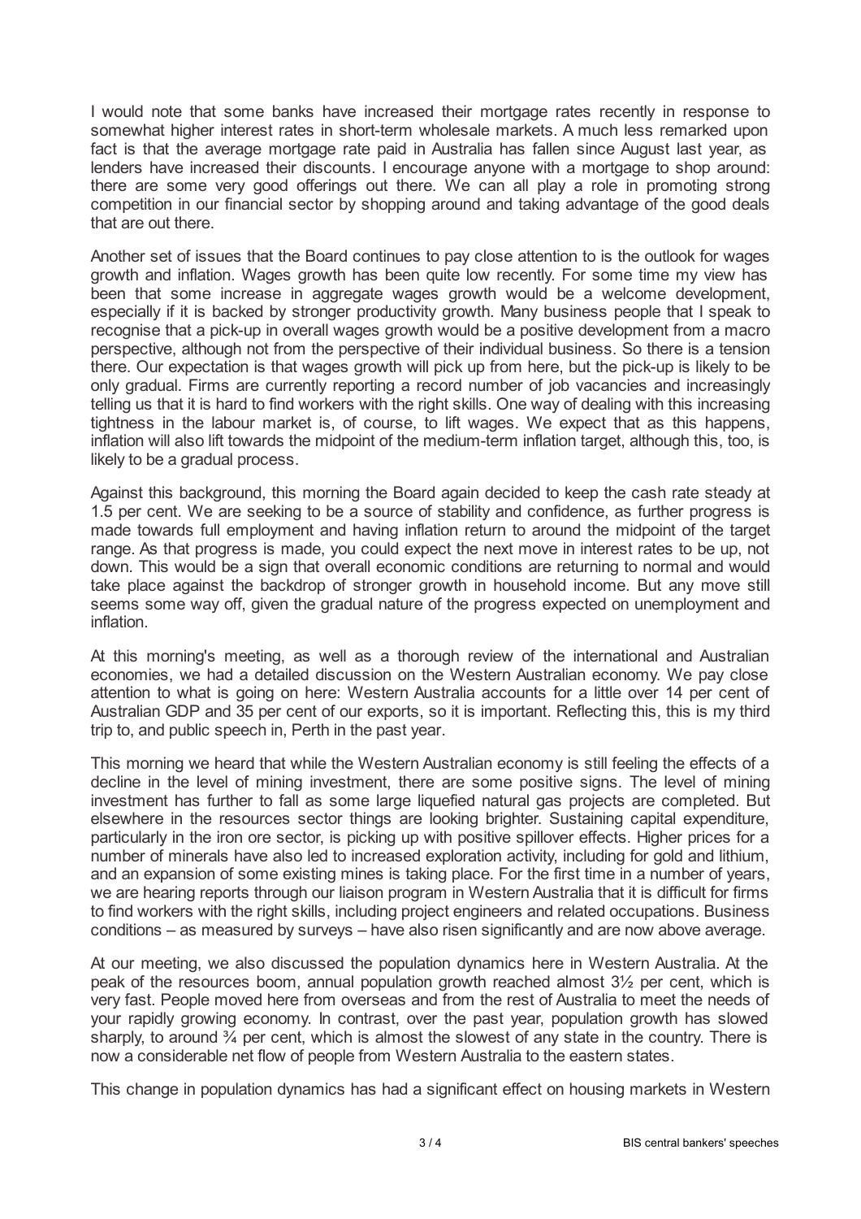I would note that some banks have increased their mortgage rates recently in response to somewhat higher interest rates in short-term wholesale markets. A much less remarked upon fact is that the average mortgage rate paid in Australia has fallen since August last year, as lenders have increased their discounts. I encourage anyone with a mortgage to shop around: there are some very good offerings out there. We can all play a role in promoting strong competition in our financial sector by shopping around and taking advantage of the good deals that are out there.

Another set of issues that the Board continues to pay close attention to is the outlook for wages growth and inflation. Wages growth has been quite low recently. For some time my view has been that some increase in aggregate wages growth would be a welcome development, especially if it is backed by stronger productivity growth. Many business people that I speak to recognise that a pick-up in overall wages growth would be a positive development from a macro perspective, although not from the perspective of their individual business. So there is a tension there. Our expectation is that wages growth will pick up from here, but the pick-up is likely to be only gradual. Firms are currently reporting a record number of job vacancies and increasingly telling us that it is hard to find workers with the right skills. One way of dealing with this increasing tightness in the labour market is, of course, to lift wages. We expect that as this happens, inflation will also lift towards the midpoint of the medium-term inflation target, although this, too, is likely to be a gradual process.

Against this background, this morning the Board again decided to keep the cash rate steady at 1.5 per cent. We are seeking to be a source of stability and confidence, as further progress is made towards full employment and having inflation return to around the midpoint of the target range. As that progress is made, you could expect the next move in interest rates to be up, not down. This would be a sign that overall economic conditions are returning to normal and would take place against the backdrop of stronger growth in household income. But any move still seems some way off, given the gradual nature of the progress expected on unemployment and inflation.

At this morning's meeting, as well as a thorough review of the international and Australian economies, we had a detailed discussion on the Western Australian economy. We pay close attention to what is going on here: Western Australia accounts for a little over 14 per cent of Australian GDP and 35 per cent of our exports, so it is important. Reflecting this, this is my third trip to, and public speech in, Perth in the past year.

This morning we heard that while the Western Australian economy is still feeling the effects of a decline in the level of mining investment, there are some positive signs. The level of mining investment has further to fall as some large liquefied natural gas projects are completed. But elsewhere in the resources sector things are looking brighter. Sustaining capital expenditure, particularly in the iron ore sector, is picking up with positive spillover effects. Higher prices for a number of minerals have also led to increased exploration activity, including for gold and lithium, and an expansion of some existing mines is taking place. For the first time in a number of years, we are hearing reports through our liaison program in Western Australia that it is difficult for firms to find workers with the right skills, including project engineers and related occupations. Business conditions – as measured by surveys – have also risen significantly and are now above average.

At our meeting, we also discussed the population dynamics here in Western Australia. At the peak of the resources boom, annual population growth reached almost 3½ per cent, which is very fast. People moved here from overseas and from the rest of Australia to meet the needs of your rapidly growing economy. In contrast, over the past year, population growth has slowed sharply, to around ¾ per cent, which is almost the slowest of any state in the country. There is now a considerable net flow of people from Western Australia to the eastern states.

This change in population dynamics has had a significant effect on housing markets in Western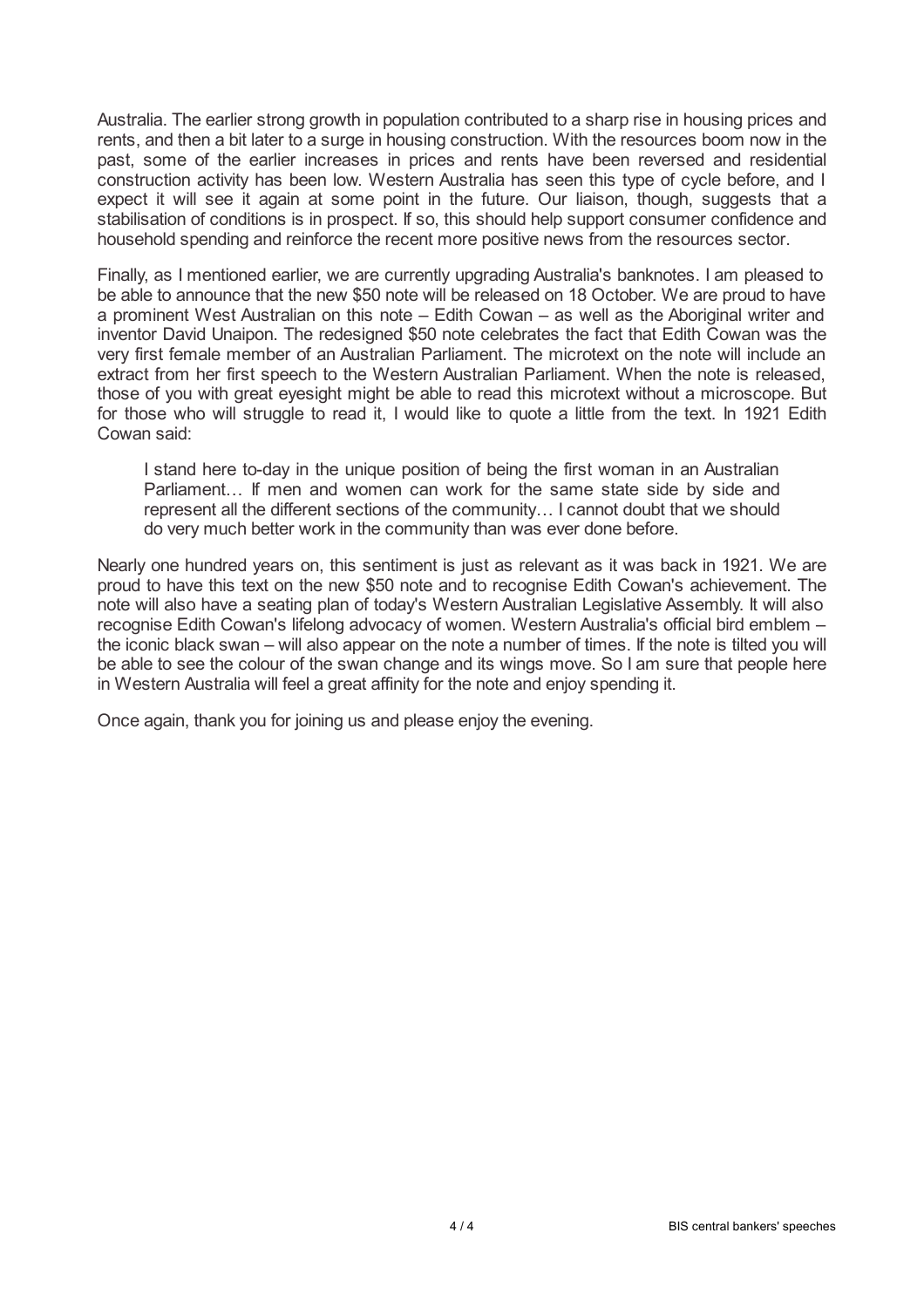Australia. The earlier strong growth in population contributed to a sharp rise in housing prices and rents, and then a bit later to a surge in housing construction. With the resources boom now in the past, some of the earlier increases in prices and rents have been reversed and residential construction activity has been low. Western Australia has seen this type of cycle before, and I expect it will see it again at some point in the future. Our liaison, though, suggests that a stabilisation of conditions is in prospect. If so, this should help support consumer confidence and household spending and reinforce the recent more positive news from the resources sector.

Finally, as I mentioned earlier, we are currently upgrading Australia's banknotes. I am pleased to be able to announce that the new \$50 note will be released on 18 October. We are proud to have a prominent West Australian on this note – Edith Cowan – as well as the Aboriginal writer and inventor David Unaipon. The redesigned \$50 note celebrates the fact that Edith Cowan was the very first female member of an Australian Parliament. The microtext on the note will include an extract from her first speech to the Western Australian Parliament. When the note is released, those of you with great eyesight might be able to read this microtext without a microscope. But for those who will struggle to read it, I would like to quote a little from the text. In 1921 Edith Cowan said:

> I stand here to-day in the unique position of being the first woman in an Australian Parliament… If men and women can work for the same state side by side and represent all the different sections of the community… I cannot doubt that we should do very much better work in the community than was ever done before.

Nearly one hundred years on, this sentiment is just as relevant as it was back in 1921. We are proud to have this text on the new \$50 note and to recognise Edith Cowan's achievement. The note will also have a seating plan of today's Western Australian Legislative Assembly. It will also recognise Edith Cowan's lifelong advocacy of women. Western Australia's official bird emblem – the iconic black swan – will also appear on the note a number of times. If the note is tilted you will be able to see the colour of the swan change and its wings move. So I am sure that people here in Western Australia will feel a great affinity for the note and enjoy spending it.

Once again, thank you for joining us and please enjoy the evening.